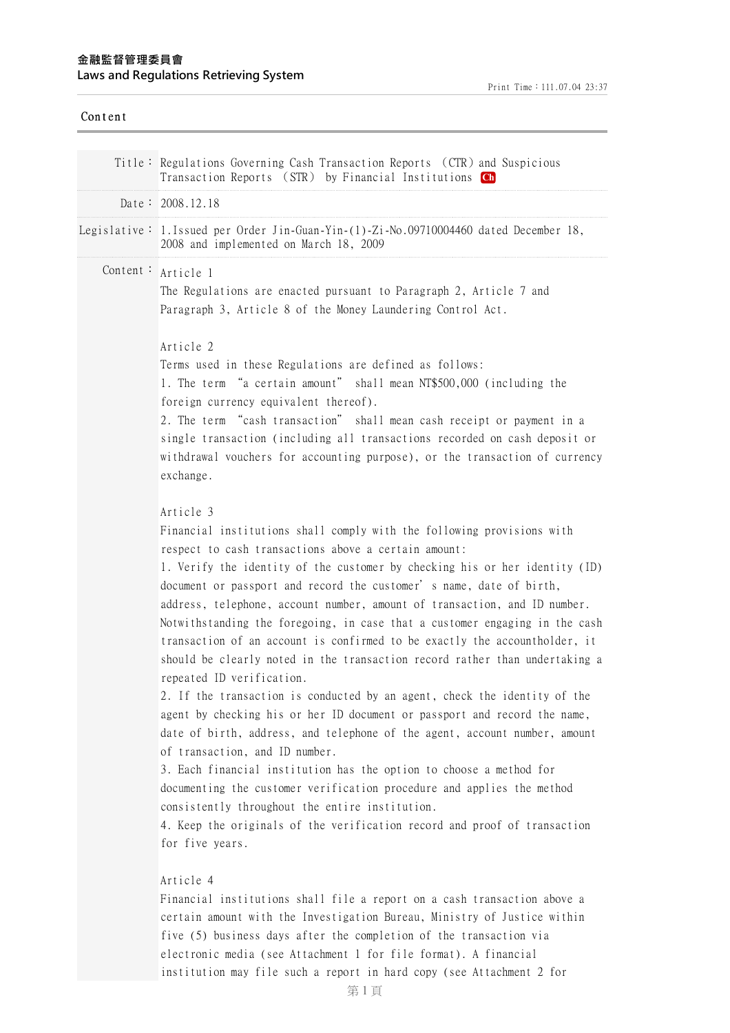金融監督管理委員會
Laws and Regulations Retrieving System

Print Time：111.07.04 23:37

Content

| | |
|---|---|
| Title： | Regulations Governing Cash Transaction Reports （CTR）and Suspicious Transaction Reports （STR） by Financial Institutions Ch |
| Date： | 2008.12.18 |
| Legislative： | 1.Issued per Order Jin-Guan-Yin-(1)-Zi-No.09710004460 dated December 18, 2008 and implemented on March 18, 2009 |

Content：

Article 1

The Regulations are enacted pursuant to Paragraph 2, Article 7 and Paragraph 3, Article 8 of the Money Laundering Control Act.

Article 2

Terms used in these Regulations are defined as follows:

1. The term “a certain amount” shall mean NT$500,000 (including the foreign currency equivalent thereof).
2. The term “cash transaction” shall mean cash receipt or payment in a single transaction (including all transactions recorded on cash deposit or withdrawal vouchers for accounting purpose), or the transaction of currency exchange.

Article 3

Financial institutions shall comply with the following provisions with respect to cash transactions above a certain amount:

1. Verify the identity of the customer by checking his or her identity (ID) document or passport and record the customer’s name, date of birth, address, telephone, account number, amount of transaction, and ID number. Notwithstanding the foregoing, in case that a customer engaging in the cash transaction of an account is confirmed to be exactly the accountholder, it should be clearly noted in the transaction record rather than undertaking a repeated ID verification.
2. If the transaction is conducted by an agent, check the identity of the agent by checking his or her ID document or passport and record the name, date of birth, address, and telephone of the agent, account number, amount of transaction, and ID number.
3. Each financial institution has the option to choose a method for documenting the customer verification procedure and applies the method consistently throughout the entire institution.
4. Keep the originals of the verification record and proof of transaction for five years.

Article 4

Financial institutions shall file a report on a cash transaction above a certain amount with the Investigation Bureau, Ministry of Justice within five (5) business days after the completion of the transaction via electronic media (see Attachment 1 for file format). A financial institution may file such a report in hard copy (see Attachment 2 for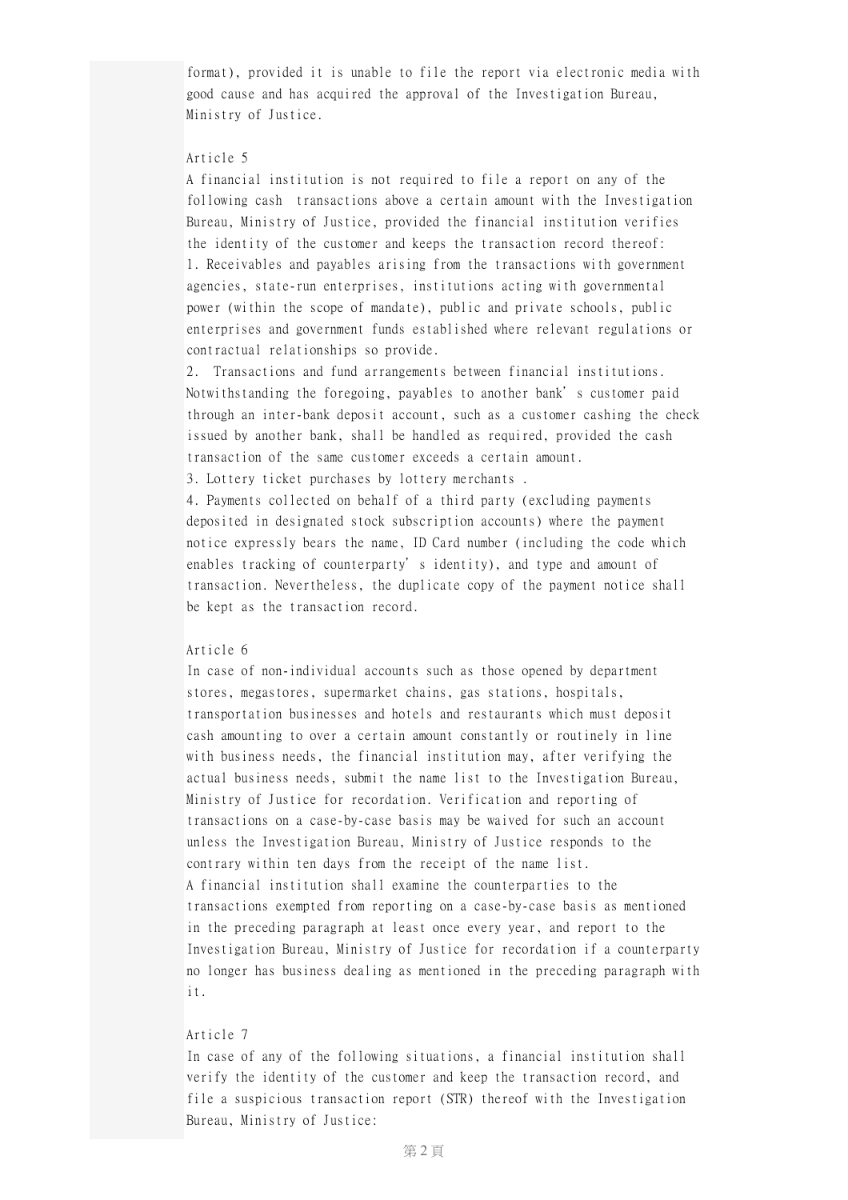format), provided it is unable to file the report via electronic media with good cause and has acquired the approval of the Investigation Bureau, Ministry of Justice.

Article 5

A financial institution is not required to file a report on any of the following cash transactions above a certain amount with the Investigation Bureau, Ministry of Justice, provided the financial institution verifies the identity of the customer and keeps the transaction record thereof:

1. Receivables and payables arising from the transactions with government agencies, state-run enterprises, institutions acting with governmental power (within the scope of mandate), public and private schools, public enterprises and government funds established where relevant regulations or contractual relationships so provide.
2. Transactions and fund arrangements between financial institutions. Notwithstanding the foregoing, payables to another bank's customer paid through an inter-bank deposit account, such as a customer cashing the check issued by another bank, shall be handled as required, provided the cash transaction of the same customer exceeds a certain amount.
3. Lottery ticket purchases by lottery merchants .
4. Payments collected on behalf of a third party (excluding payments deposited in designated stock subscription accounts) where the payment notice expressly bears the name, ID Card number (including the code which enables tracking of counterparty's identity), and type and amount of transaction. Nevertheless, the duplicate copy of the payment notice shall be kept as the transaction record.

Article 6

In case of non-individual accounts such as those opened by department stores, megastores, supermarket chains, gas stations, hospitals, transportation businesses and hotels and restaurants which must deposit cash amounting to over a certain amount constantly or routinely in line with business needs, the financial institution may, after verifying the actual business needs, submit the name list to the Investigation Bureau, Ministry of Justice for recordation. Verification and reporting of transactions on a case-by-case basis may be waived for such an account unless the Investigation Bureau, Ministry of Justice responds to the contrary within ten days from the receipt of the name list.

A financial institution shall examine the counterparties to the transactions exempted from reporting on a case-by-case basis as mentioned in the preceding paragraph at least once every year, and report to the Investigation Bureau, Ministry of Justice for recordation if a counterparty no longer has business dealing as mentioned in the preceding paragraph with it.

Article 7

In case of any of the following situations, a financial institution shall verify the identity of the customer and keep the transaction record, and file a suspicious transaction report (STR) thereof with the Investigation Bureau, Ministry of Justice: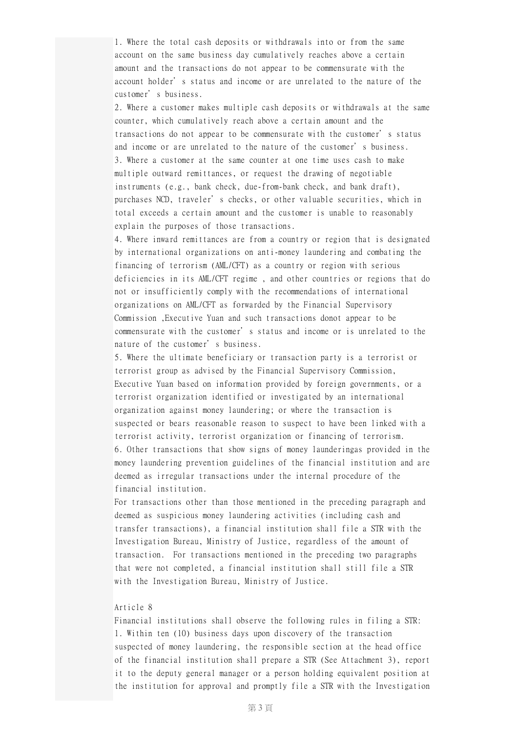1. Where the total cash deposits or withdrawals into or from the same account on the same business day cumulatively reaches above a certain amount and the transactions do not appear to be commensurate with the account holder' s status and income or are unrelated to the nature of the customer' s business.
2. Where a customer makes multiple cash deposits or withdrawals at the same counter, which cumulatively reach above a certain amount and the transactions do not appear to be commensurate with the customer' s status and income or are unrelated to the nature of the customer' s business.
3. Where a customer at the same counter at one time uses cash to make multiple outward remittances, or request the drawing of negotiable instruments (e.g., bank check, due-from-bank check, and bank draft), purchases NCD, traveler' s checks, or other valuable securities, which in total exceeds a certain amount and the customer is unable to reasonably explain the purposes of those transactions.
4. Where inward remittances are from a country or region that is designated by international organizations on anti-money laundering and combating the financing of terrorism (AML/CFT) as a country or region with serious deficiencies in its AML/CFT regime , and other countries or regions that do not or insufficiently comply with the recommendations of international organizations on AML/CFT as forwarded by the Financial Supervisory Commission ,Executive Yuan and such transactions donot appear to be commensurate with the customer' s status and income or is unrelated to the nature of the customer' s business.
5. Where the ultimate beneficiary or transaction party is a terrorist or terrorist group as advised by the Financial Supervisory Commission, Executive Yuan based on information provided by foreign governments, or a terrorist organization identified or investigated by an international organization against money laundering; or where the transaction is suspected or bears reasonable reason to suspect to have been linked with a terrorist activity, terrorist organization or financing of terrorism.
6. Other transactions that show signs of money launderingas provided in the money laundering prevention guidelines of the financial institution and are deemed as irregular transactions under the internal procedure of the financial institution.

For transactions other than those mentioned in the preceding paragraph and deemed as suspicious money laundering activities (including cash and transfer transactions), a financial institution shall file a STR with the Investigation Bureau, Ministry of Justice, regardless of the amount of transaction. For transactions mentioned in the preceding two paragraphs that were not completed, a financial institution shall still file a STR with the Investigation Bureau, Ministry of Justice.

## Article 8

Financial institutions shall observe the following rules in filing a STR:
1. Within ten (10) business days upon discovery of the transaction suspected of money laundering, the responsible section at the head office of the financial institution shall prepare a STR (See Attachment 3), report it to the deputy general manager or a person holding equivalent position at the institution for approval and promptly file a STR with the Investigation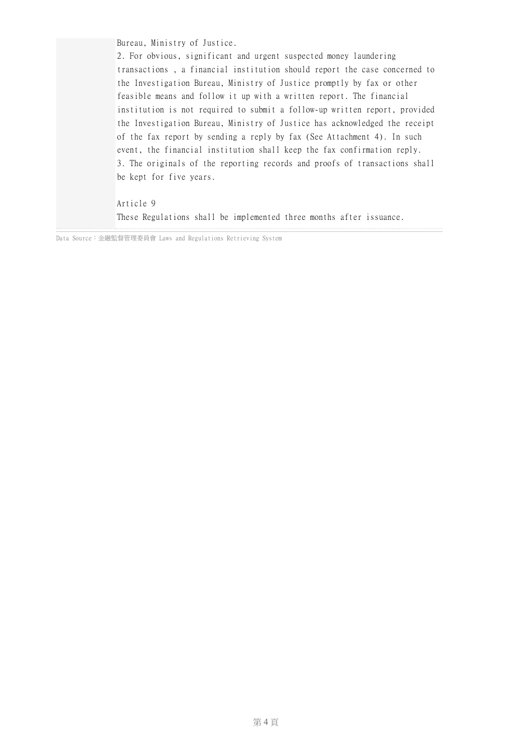Bureau, Ministry of Justice.

2. For obvious, significant and urgent suspected money laundering transactions , a financial institution should report the case concerned to the Investigation Bureau, Ministry of Justice promptly by fax or other feasible means and follow it up with a written report. The financial institution is not required to submit a follow-up written report, provided the Investigation Bureau, Ministry of Justice has acknowledged the receipt of the fax report by sending a reply by fax (See Attachment 4). In such event, the financial institution shall keep the fax confirmation reply.

3. The originals of the reporting records and proofs of transactions shall be kept for five years.

Article 9

These Regulations shall be implemented three months after issuance.

Data Source：金融監督管理委員會 Laws and Regulations Retrieving System